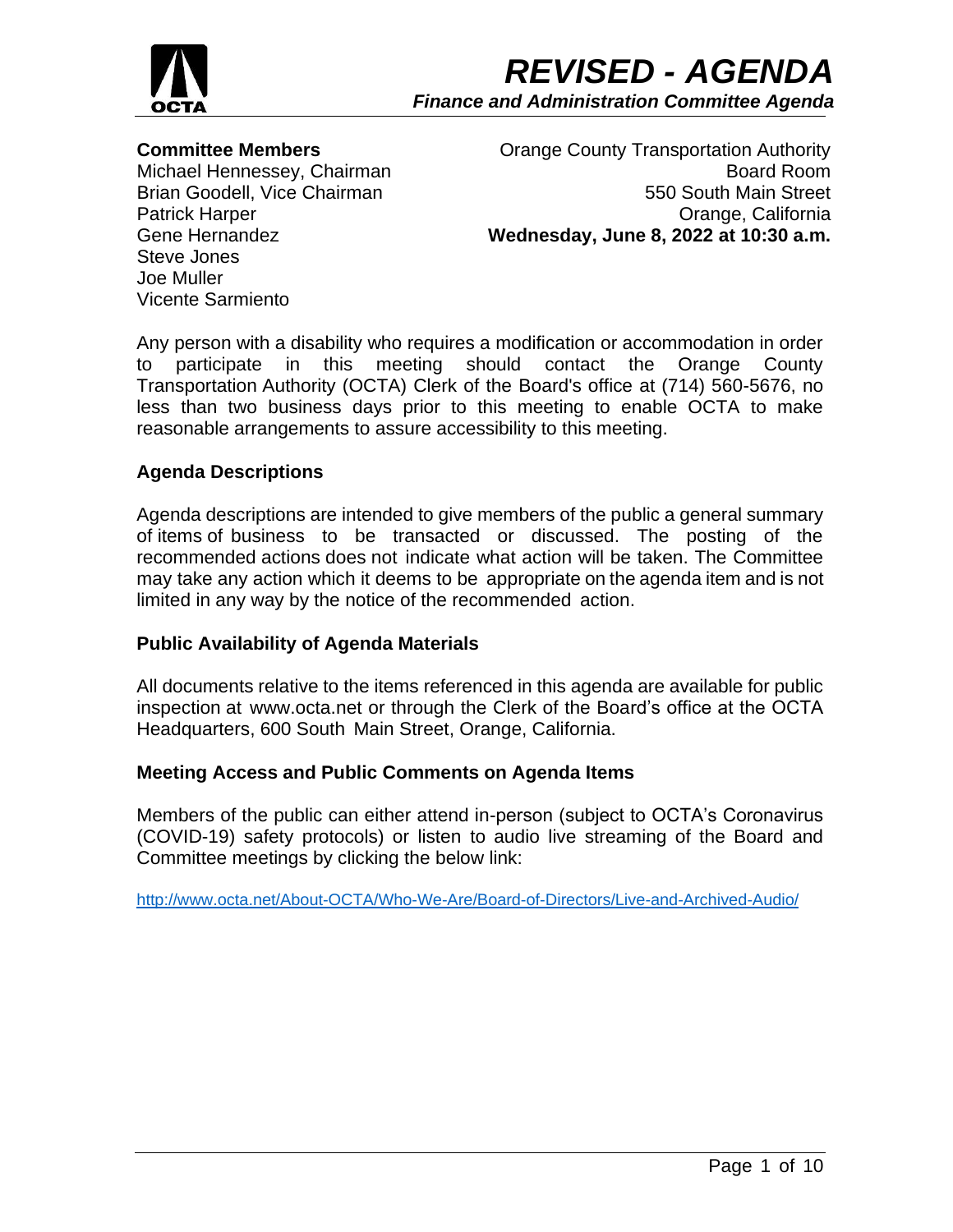# *REVISED - AGENDA*

## *Finance and Administration Committee Agenda*

**Committee Members**
Michael Hennessey, Chairman
Brian Goodell, Vice Chairman
Patrick Harper
Gene Hernandez
Steve Jones
Joe Muller
Vicente Sarmiento

Orange County Transportation Authority
Board Room
550 South Main Street
Orange, California
**Wednesday, June 8, 2022 at 10:30 a.m.**

Any person with a disability who requires a modification or accommodation in order to participate in this meeting should contact the Orange County Transportation Authority (OCTA) Clerk of the Board's office at (714) 560-5676, no less than two business days prior to this meeting to enable OCTA to make reasonable arrangements to assure accessibility to this meeting.

### Agenda Descriptions

Agenda descriptions are intended to give members of the public a general summary of items of business to be transacted or discussed. The posting of the recommended actions does not indicate what action will be taken. The Committee may take any action which it deems to be appropriate on the agenda item and is not limited in any way by the notice of the recommended action.

### Public Availability of Agenda Materials

All documents relative to the items referenced in this agenda are available for public inspection at www.octa.net or through the Clerk of the Board's office at the OCTA Headquarters, 600 South Main Street, Orange, California.

### Meeting Access and Public Comments on Agenda Items

Members of the public can either attend in-person (subject to OCTA's Coronavirus (COVID-19) safety protocols) or listen to audio live streaming of the Board and Committee meetings by clicking the below link:

http://www.octa.net/About-OCTA/Who-We-Are/Board-of-Directors/Live-and-Archived-Audio/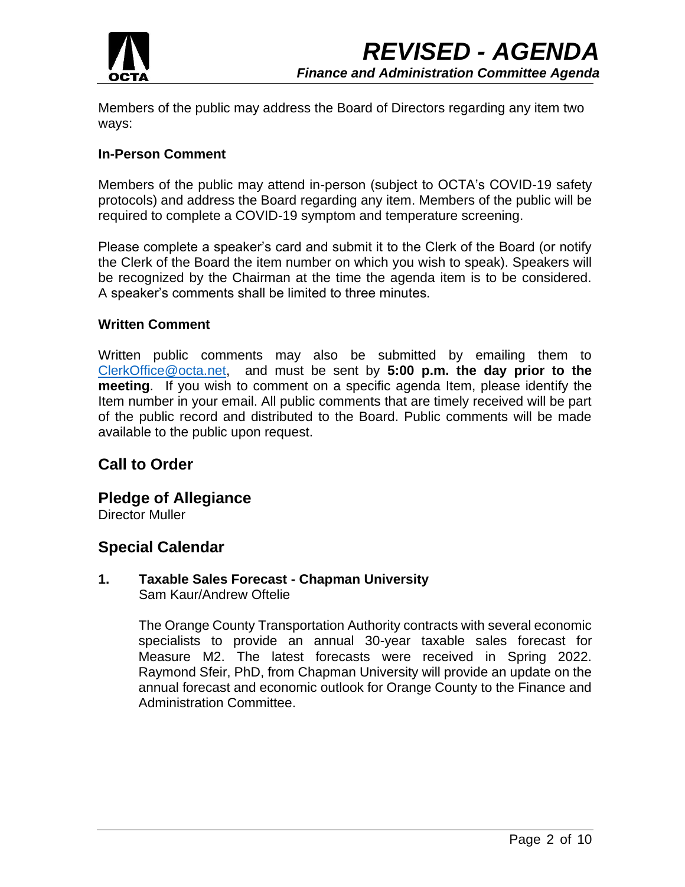Members of the public may address the Board of Directors regarding any item two ways:

**In-Person Comment**

Members of the public may attend in-person (subject to OCTA's COVID-19 safety protocols) and address the Board regarding any item. Members of the public will be required to complete a COVID-19 symptom and temperature screening.

Please complete a speaker's card and submit it to the Clerk of the Board (or notify the Clerk of the Board the item number on which you wish to speak). Speakers will be recognized by the Chairman at the time the agenda item is to be considered. A speaker's comments shall be limited to three minutes.

**Written Comment**

Written public comments may also be submitted by emailing them to ClerkOffice@octa.net, and must be sent by **5:00 p.m. the day prior to the meeting**. If you wish to comment on a specific agenda Item, please identify the Item number in your email. All public comments that are timely received will be part of the public record and distributed to the Board. Public comments will be made available to the public upon request.

## Call to Order

## Pledge of Allegiance

Director Muller

## Special Calendar

**1. Taxable Sales Forecast - Chapman University**
Sam Kaur/Andrew Oftelie

The Orange County Transportation Authority contracts with several economic specialists to provide an annual 30-year taxable sales forecast for Measure M2. The latest forecasts were received in Spring 2022. Raymond Sfeir, PhD, from Chapman University will provide an update on the annual forecast and economic outlook for Orange County to the Finance and Administration Committee.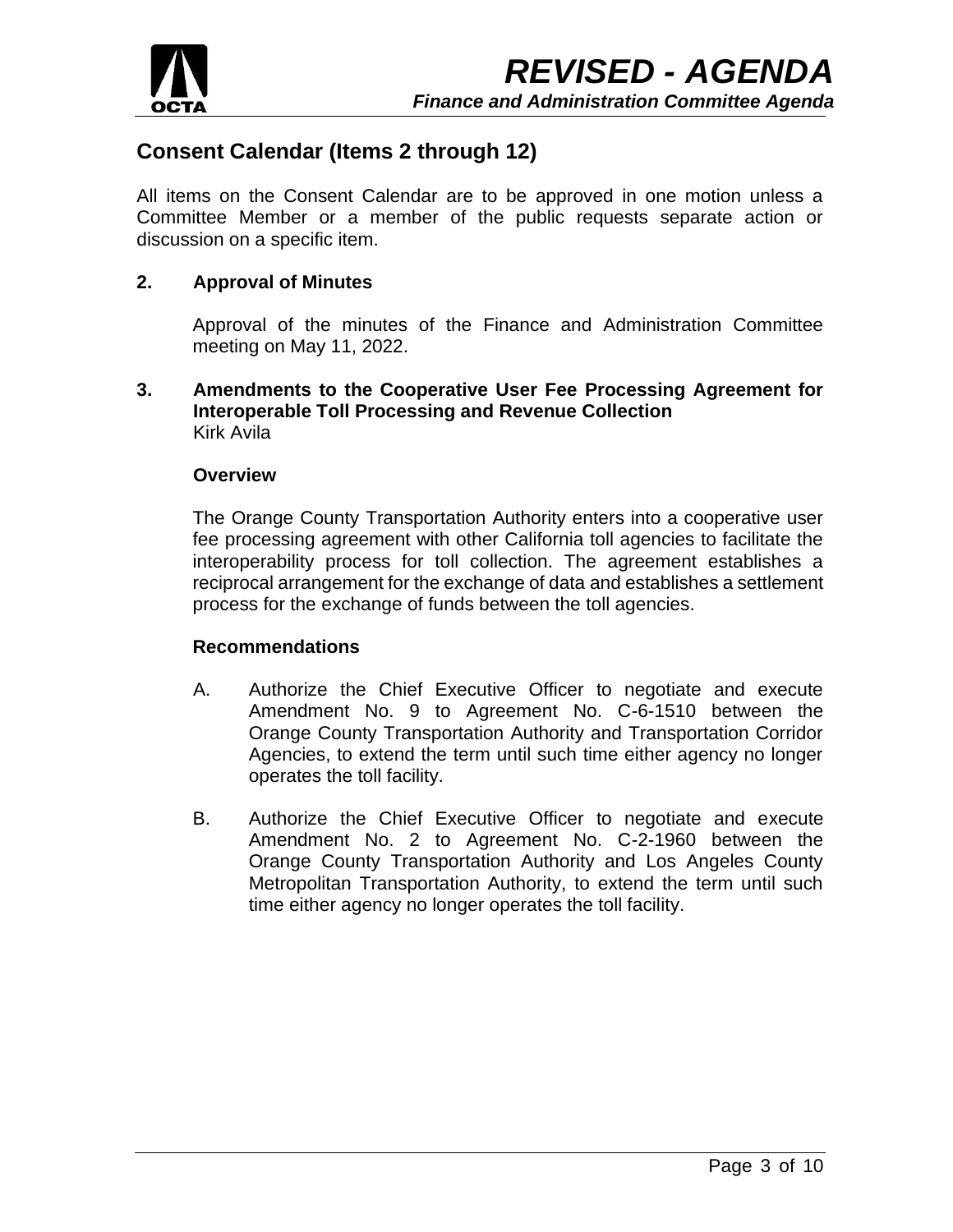## Consent Calendar (Items 2 through 12)

All items on the Consent Calendar are to be approved in one motion unless a Committee Member or a member of the public requests separate action or discussion on a specific item.

### 2. Approval of Minutes

Approval of the minutes of the Finance and Administration Committee meeting on May 11, 2022.

### 3. Amendments to the Cooperative User Fee Processing Agreement for Interoperable Toll Processing and Revenue Collection

Kirk Avila

**Overview**

The Orange County Transportation Authority enters into a cooperative user fee processing agreement with other California toll agencies to facilitate the interoperability process for toll collection. The agreement establishes a reciprocal arrangement for the exchange of data and establishes a settlement process for the exchange of funds between the toll agencies.

**Recommendations**

A. Authorize the Chief Executive Officer to negotiate and execute Amendment No. 9 to Agreement No. C-6-1510 between the Orange County Transportation Authority and Transportation Corridor Agencies, to extend the term until such time either agency no longer operates the toll facility.

B. Authorize the Chief Executive Officer to negotiate and execute Amendment No. 2 to Agreement No. C-2-1960 between the Orange County Transportation Authority and Los Angeles County Metropolitan Transportation Authority, to extend the term until such time either agency no longer operates the toll facility.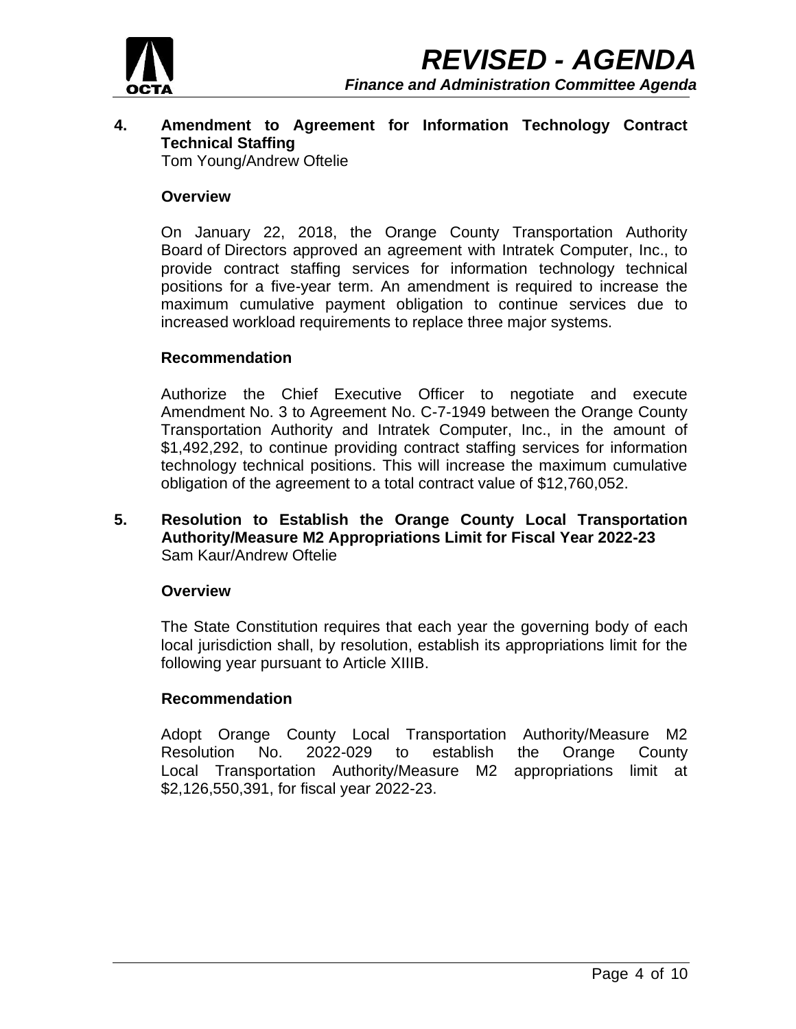**4. Amendment to Agreement for Information Technology Contract Technical Staffing**
Tom Young/Andrew Oftelie

**Overview**

On January 22, 2018, the Orange County Transportation Authority Board of Directors approved an agreement with Intratek Computer, Inc., to provide contract staffing services for information technology technical positions for a five-year term. An amendment is required to increase the maximum cumulative payment obligation to continue services due to increased workload requirements to replace three major systems.

**Recommendation**

Authorize the Chief Executive Officer to negotiate and execute Amendment No. 3 to Agreement No. C-7-1949 between the Orange County Transportation Authority and Intratek Computer, Inc., in the amount of $1,492,292, to continue providing contract staffing services for information technology technical positions. This will increase the maximum cumulative obligation of the agreement to a total contract value of $12,760,052.

**5. Resolution to Establish the Orange County Local Transportation Authority/Measure M2 Appropriations Limit for Fiscal Year 2022-23**
Sam Kaur/Andrew Oftelie

**Overview**

The State Constitution requires that each year the governing body of each local jurisdiction shall, by resolution, establish its appropriations limit for the following year pursuant to Article XIIIB.

**Recommendation**

Adopt Orange County Local Transportation Authority/Measure M2 Resolution No. 2022-029 to establish the Orange County Local Transportation Authority/Measure M2 appropriations limit at $2,126,550,391, for fiscal year 2022-23.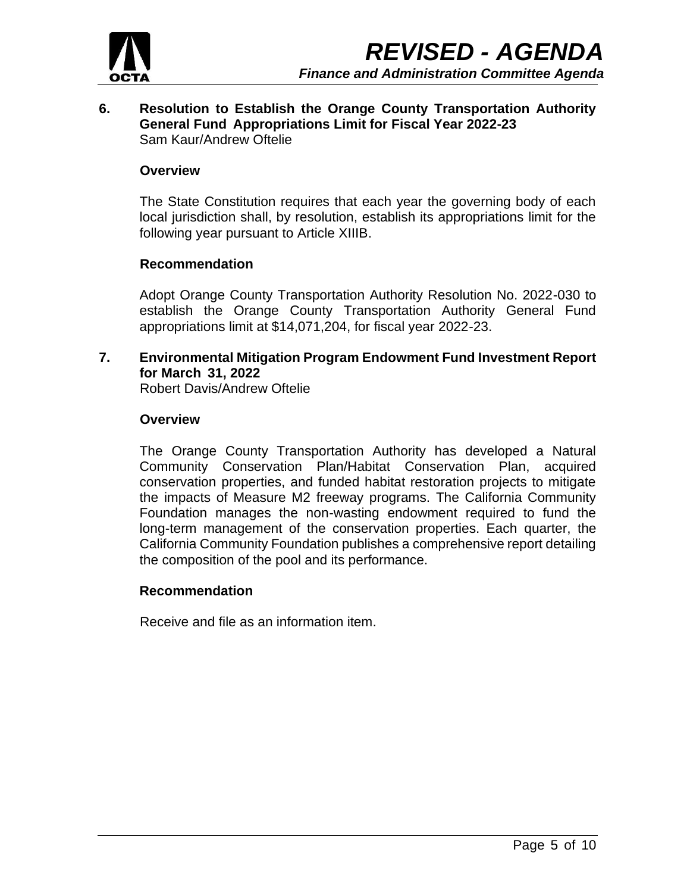**6. Resolution to Establish the Orange County Transportation Authority General Fund Appropriations Limit for Fiscal Year 2022-23**
Sam Kaur/Andrew Oftelie

**Overview**

The State Constitution requires that each year the governing body of each local jurisdiction shall, by resolution, establish its appropriations limit for the following year pursuant to Article XIIIB.

**Recommendation**

Adopt Orange County Transportation Authority Resolution No. 2022-030 to establish the Orange County Transportation Authority General Fund appropriations limit at $14,071,204, for fiscal year 2022-23.

**7. Environmental Mitigation Program Endowment Fund Investment Report for March 31, 2022**
Robert Davis/Andrew Oftelie

**Overview**

The Orange County Transportation Authority has developed a Natural Community Conservation Plan/Habitat Conservation Plan, acquired conservation properties, and funded habitat restoration projects to mitigate the impacts of Measure M2 freeway programs. The California Community Foundation manages the non-wasting endowment required to fund the long-term management of the conservation properties. Each quarter, the California Community Foundation publishes a comprehensive report detailing the composition of the pool and its performance.

**Recommendation**

Receive and file as an information item.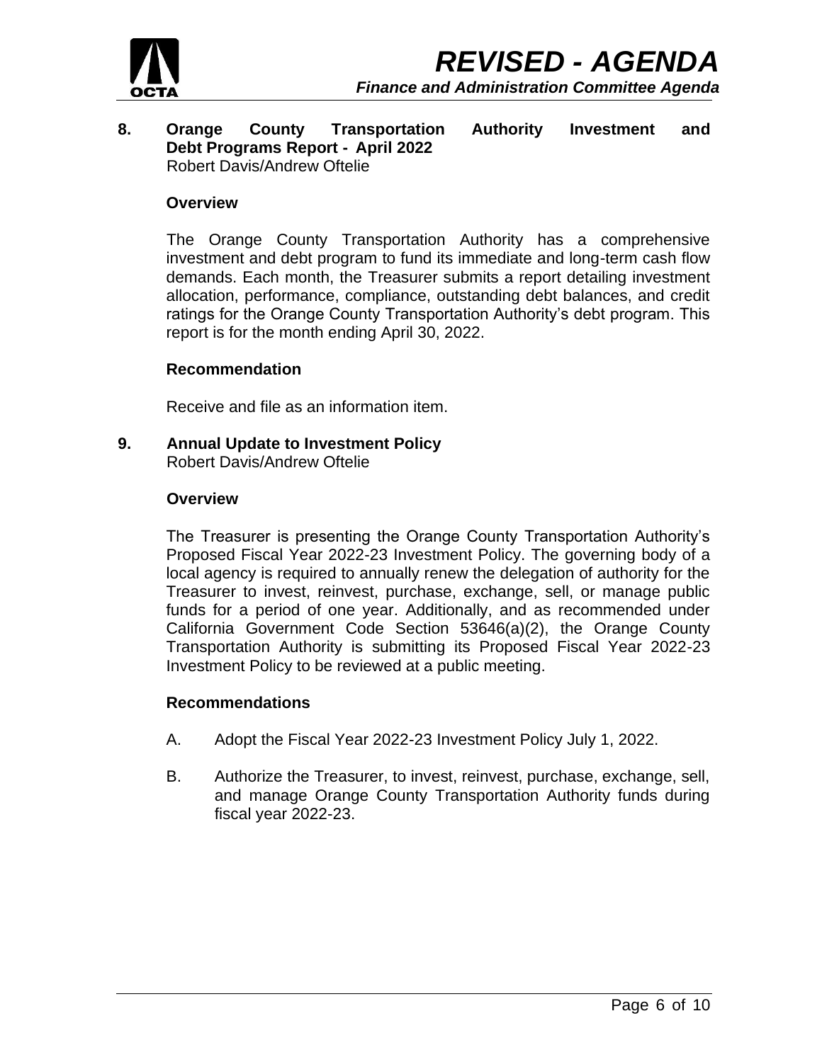**8. Orange County Transportation Authority Investment and Debt Programs Report - April 2022**
Robert Davis/Andrew Oftelie

**Overview**

The Orange County Transportation Authority has a comprehensive investment and debt program to fund its immediate and long-term cash flow demands. Each month, the Treasurer submits a report detailing investment allocation, performance, compliance, outstanding debt balances, and credit ratings for the Orange County Transportation Authority's debt program. This report is for the month ending April 30, 2022.

**Recommendation**

Receive and file as an information item.

**9. Annual Update to Investment Policy**
Robert Davis/Andrew Oftelie

**Overview**

The Treasurer is presenting the Orange County Transportation Authority's Proposed Fiscal Year 2022-23 Investment Policy. The governing body of a local agency is required to annually renew the delegation of authority for the Treasurer to invest, reinvest, purchase, exchange, sell, or manage public funds for a period of one year. Additionally, and as recommended under California Government Code Section 53646(a)(2), the Orange County Transportation Authority is submitting its Proposed Fiscal Year 2022-23 Investment Policy to be reviewed at a public meeting.

**Recommendations**

A. Adopt the Fiscal Year 2022-23 Investment Policy July 1, 2022.

B. Authorize the Treasurer, to invest, reinvest, purchase, exchange, sell, and manage Orange County Transportation Authority funds during fiscal year 2022-23.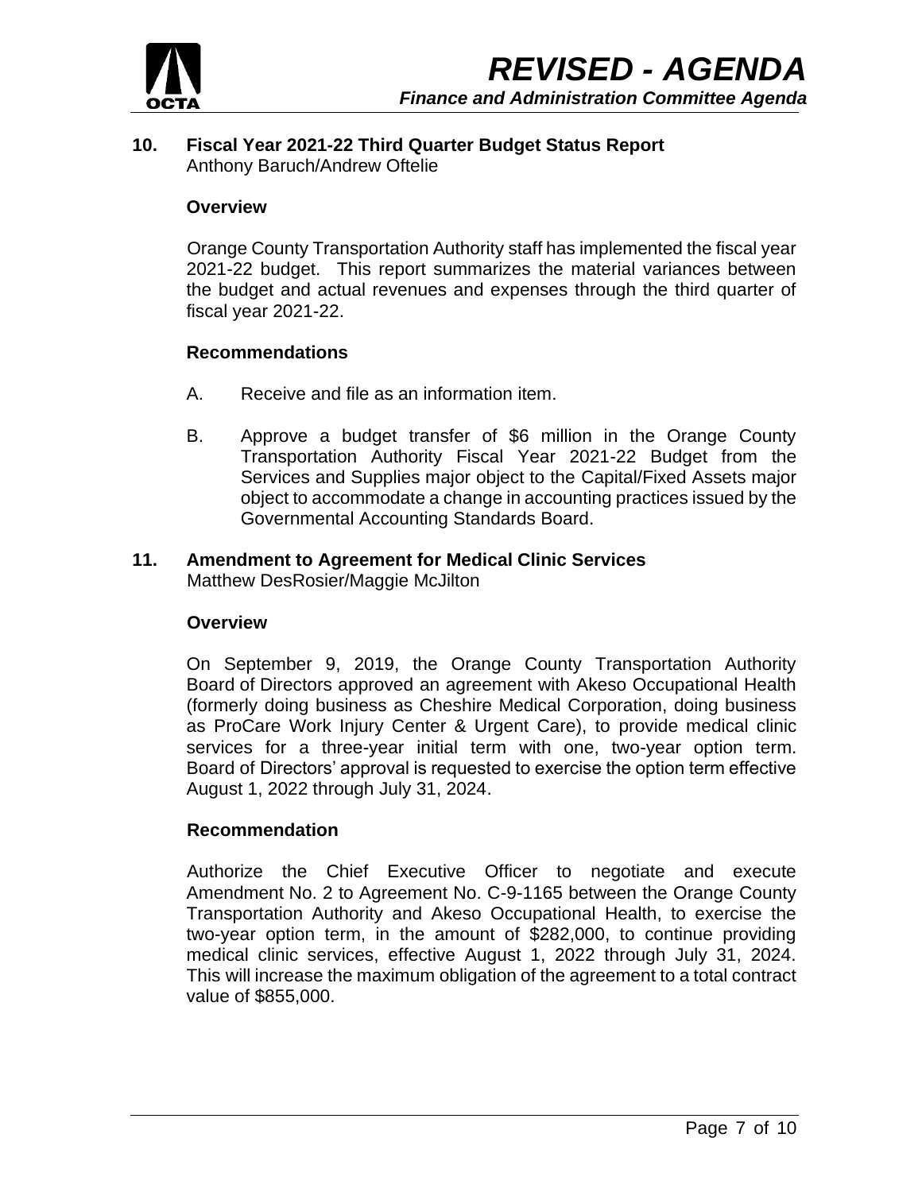### 10. Fiscal Year 2021-22 Third Quarter Budget Status Report

Anthony Baruch/Andrew Oftelie

**Overview**

Orange County Transportation Authority staff has implemented the fiscal year 2021-22 budget. This report summarizes the material variances between the budget and actual revenues and expenses through the third quarter of fiscal year 2021-22.

**Recommendations**

A. Receive and file as an information item.

B. Approve a budget transfer of $6 million in the Orange County Transportation Authority Fiscal Year 2021-22 Budget from the Services and Supplies major object to the Capital/Fixed Assets major object to accommodate a change in accounting practices issued by the Governmental Accounting Standards Board.

### 11. Amendment to Agreement for Medical Clinic Services

Matthew DesRosier/Maggie McJilton

**Overview**

On September 9, 2019, the Orange County Transportation Authority Board of Directors approved an agreement with Akeso Occupational Health (formerly doing business as Cheshire Medical Corporation, doing business as ProCare Work Injury Center & Urgent Care), to provide medical clinic services for a three-year initial term with one, two-year option term. Board of Directors' approval is requested to exercise the option term effective August 1, 2022 through July 31, 2024.

**Recommendation**

Authorize the Chief Executive Officer to negotiate and execute Amendment No. 2 to Agreement No. C-9-1165 between the Orange County Transportation Authority and Akeso Occupational Health, to exercise the two-year option term, in the amount of $282,000, to continue providing medical clinic services, effective August 1, 2022 through July 31, 2024. This will increase the maximum obligation of the agreement to a total contract value of $855,000.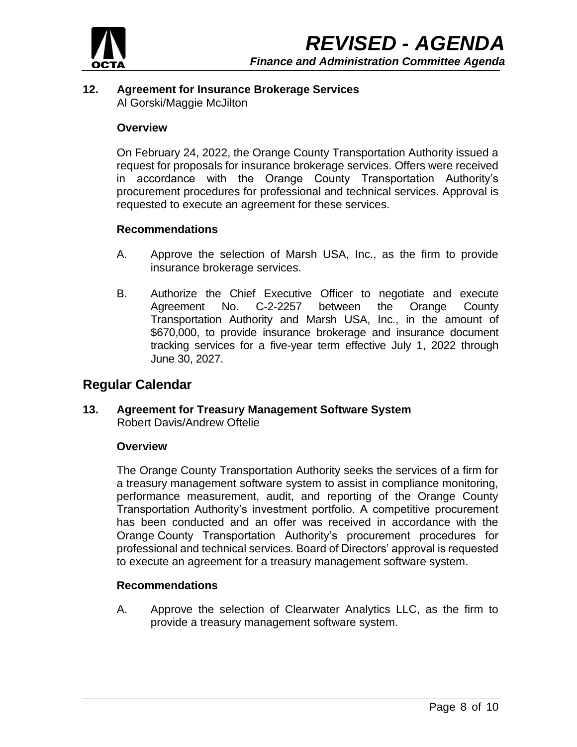### 12. Agreement for Insurance Brokerage Services

Al Gorski/Maggie McJilton

**Overview**

On February 24, 2022, the Orange County Transportation Authority issued a request for proposals for insurance brokerage services. Offers were received in accordance with the Orange County Transportation Authority's procurement procedures for professional and technical services. Approval is requested to execute an agreement for these services.

**Recommendations**

A. Approve the selection of Marsh USA, Inc., as the firm to provide insurance brokerage services.

B. Authorize the Chief Executive Officer to negotiate and execute Agreement No. C-2-2257 between the Orange County Transportation Authority and Marsh USA, Inc., in the amount of $670,000, to provide insurance brokerage and insurance document tracking services for a five-year term effective July 1, 2022 through June 30, 2027.

## Regular Calendar

### 13. Agreement for Treasury Management Software System

Robert Davis/Andrew Oftelie

**Overview**

The Orange County Transportation Authority seeks the services of a firm for a treasury management software system to assist in compliance monitoring, performance measurement, audit, and reporting of the Orange County Transportation Authority's investment portfolio. A competitive procurement has been conducted and an offer was received in accordance with the Orange County Transportation Authority's procurement procedures for professional and technical services. Board of Directors' approval is requested to execute an agreement for a treasury management software system.

**Recommendations**

A. Approve the selection of Clearwater Analytics LLC, as the firm to provide a treasury management software system.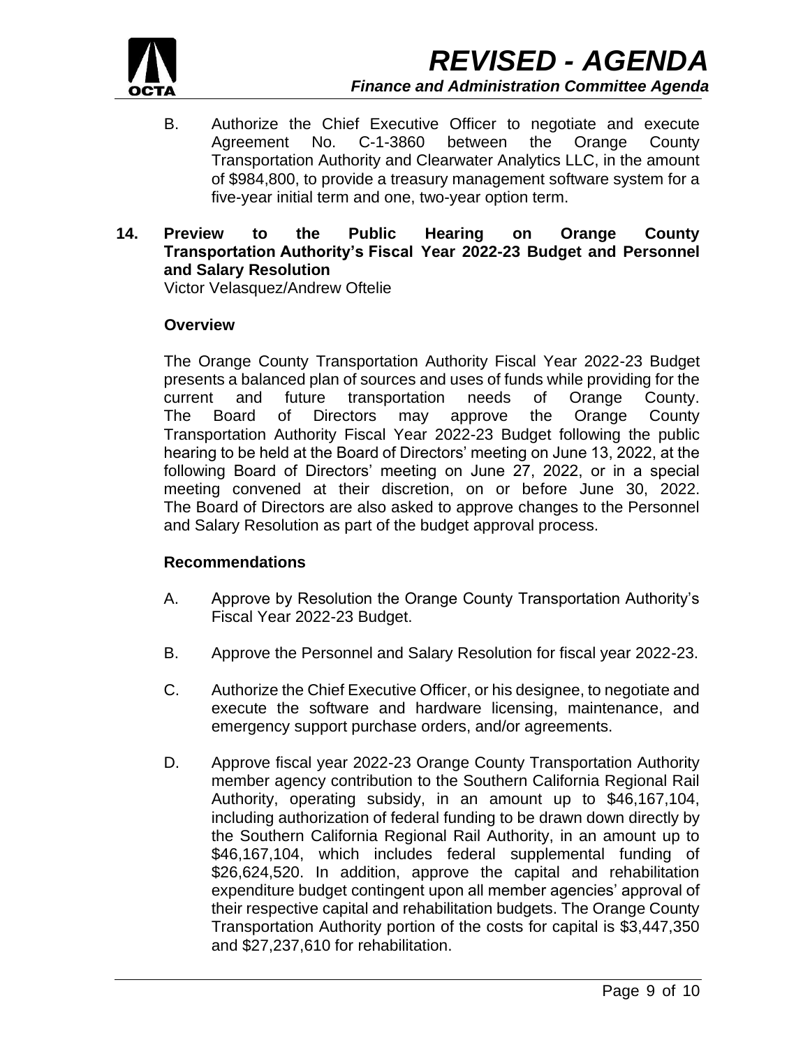B. Authorize the Chief Executive Officer to negotiate and execute Agreement No. C-1-3860 between the Orange County Transportation Authority and Clearwater Analytics LLC, in the amount of $984,800, to provide a treasury management software system for a five-year initial term and one, two-year option term.

**14. Preview to the Public Hearing on Orange County Transportation Authority's Fiscal Year 2022-23 Budget and Personnel and Salary Resolution**

Victor Velasquez/Andrew Oftelie

**Overview**

The Orange County Transportation Authority Fiscal Year 2022-23 Budget presents a balanced plan of sources and uses of funds while providing for the current and future transportation needs of Orange County. The Board of Directors may approve the Orange County Transportation Authority Fiscal Year 2022-23 Budget following the public hearing to be held at the Board of Directors' meeting on June 13, 2022, at the following Board of Directors' meeting on June 27, 2022, or in a special meeting convened at their discretion, on or before June 30, 2022. The Board of Directors are also asked to approve changes to the Personnel and Salary Resolution as part of the budget approval process.

**Recommendations**

A. Approve by Resolution the Orange County Transportation Authority's Fiscal Year 2022-23 Budget.

B. Approve the Personnel and Salary Resolution for fiscal year 2022-23.

C. Authorize the Chief Executive Officer, or his designee, to negotiate and execute the software and hardware licensing, maintenance, and emergency support purchase orders, and/or agreements.

D. Approve fiscal year 2022-23 Orange County Transportation Authority member agency contribution to the Southern California Regional Rail Authority, operating subsidy, in an amount up to $46,167,104, including authorization of federal funding to be drawn down directly by the Southern California Regional Rail Authority, in an amount up to $46,167,104, which includes federal supplemental funding of $26,624,520. In addition, approve the capital and rehabilitation expenditure budget contingent upon all member agencies' approval of their respective capital and rehabilitation budgets. The Orange County Transportation Authority portion of the costs for capital is $3,447,350 and $27,237,610 for rehabilitation.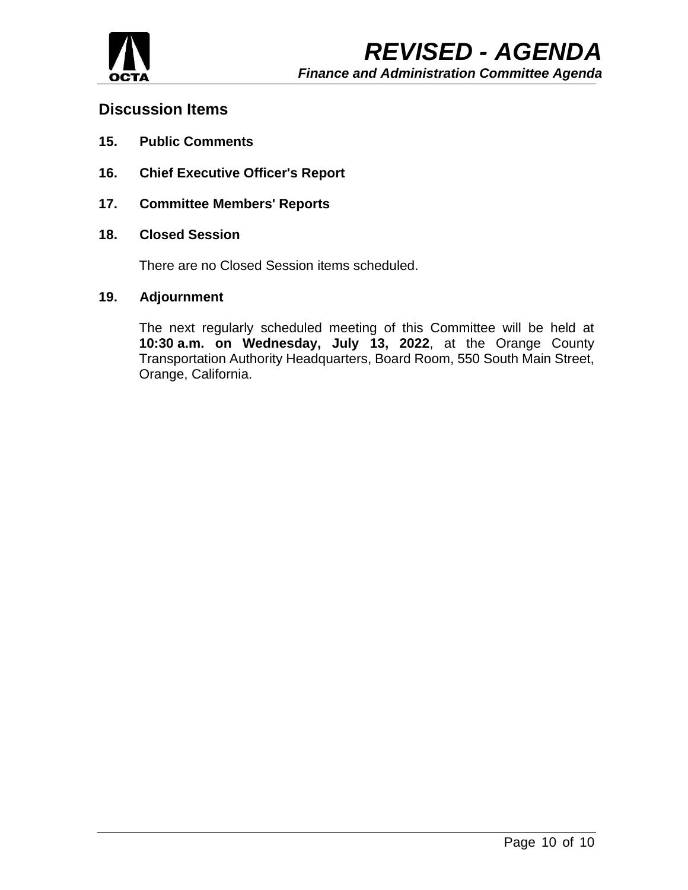## Discussion Items

**15. Public Comments**

**16. Chief Executive Officer's Report**

**17. Committee Members' Reports**

**18. Closed Session**

There are no Closed Session items scheduled.

**19. Adjournment**

The next regularly scheduled meeting of this Committee will be held at **10:30 a.m. on Wednesday, July 13, 2022**, at the Orange County Transportation Authority Headquarters, Board Room, 550 South Main Street, Orange, California.